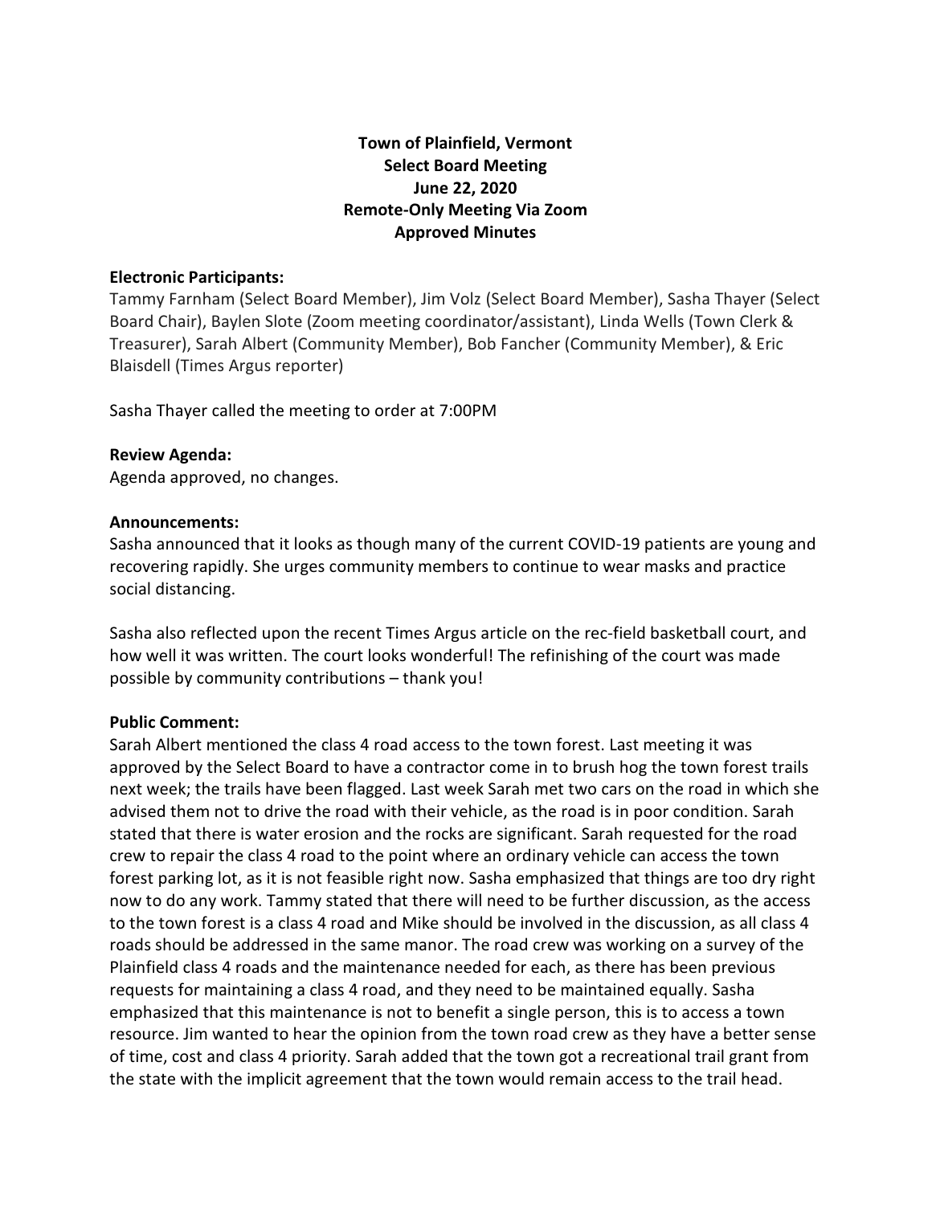**Town of Plainfield, Vermont**
**Select Board Meeting**
**June 22, 2020**
**Remote-Only Meeting Via Zoom**
**Approved Minutes**

**Electronic Participants:**
Tammy Farnham (Select Board Member), Jim Volz (Select Board Member), Sasha Thayer (Select Board Chair), Baylen Slote (Zoom meeting coordinator/assistant), Linda Wells (Town Clerk & Treasurer), Sarah Albert (Community Member), Bob Fancher (Community Member), & Eric Blaisdell (Times Argus reporter)

Sasha Thayer called the meeting to order at 7:00PM

**Review Agenda:**
Agenda approved, no changes.

**Announcements:**
Sasha announced that it looks as though many of the current COVID-19 patients are young and recovering rapidly. She urges community members to continue to wear masks and practice social distancing.

Sasha also reflected upon the recent Times Argus article on the rec-field basketball court, and how well it was written. The court looks wonderful! The refinishing of the court was made possible by community contributions – thank you!

**Public Comment:**
Sarah Albert mentioned the class 4 road access to the town forest. Last meeting it was approved by the Select Board to have a contractor come in to brush hog the town forest trails next week; the trails have been flagged. Last week Sarah met two cars on the road in which she advised them not to drive the road with their vehicle, as the road is in poor condition. Sarah stated that there is water erosion and the rocks are significant. Sarah requested for the road crew to repair the class 4 road to the point where an ordinary vehicle can access the town forest parking lot, as it is not feasible right now. Sasha emphasized that things are too dry right now to do any work. Tammy stated that there will need to be further discussion, as the access to the town forest is a class 4 road and Mike should be involved in the discussion, as all class 4 roads should be addressed in the same manor. The road crew was working on a survey of the Plainfield class 4 roads and the maintenance needed for each, as there has been previous requests for maintaining a class 4 road, and they need to be maintained equally. Sasha emphasized that this maintenance is not to benefit a single person, this is to access a town resource. Jim wanted to hear the opinion from the town road crew as they have a better sense of time, cost and class 4 priority. Sarah added that the town got a recreational trail grant from the state with the implicit agreement that the town would remain access to the trail head.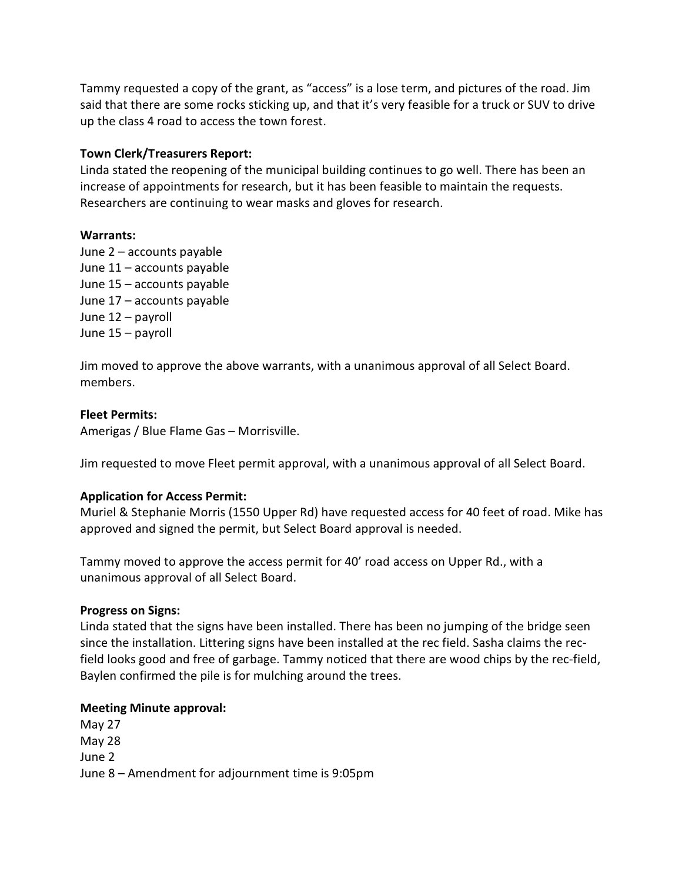Tammy requested a copy of the grant, as "access" is a lose term, and pictures of the road. Jim said that there are some rocks sticking up, and that it's very feasible for a truck or SUV to drive up the class 4 road to access the town forest.

**Town Clerk/Treasurers Report:**
Linda stated the reopening of the municipal building continues to go well. There has been an increase of appointments for research, but it has been feasible to maintain the requests. Researchers are continuing to wear masks and gloves for research.

**Warrants:**
June 2 – accounts payable
June 11 – accounts payable
June 15 – accounts payable
June 17 – accounts payable
June 12 – payroll
June 15 – payroll

Jim moved to approve the above warrants, with a unanimous approval of all Select Board. members.

**Fleet Permits:**
Amerigas / Blue Flame Gas – Morrisville.

Jim requested to move Fleet permit approval, with a unanimous approval of all Select Board.

**Application for Access Permit:**
Muriel & Stephanie Morris (1550 Upper Rd) have requested access for 40 feet of road. Mike has approved and signed the permit, but Select Board approval is needed.

Tammy moved to approve the access permit for 40' road access on Upper Rd., with a unanimous approval of all Select Board.

**Progress on Signs:**
Linda stated that the signs have been installed. There has been no jumping of the bridge seen since the installation. Littering signs have been installed at the rec field. Sasha claims the rec-field looks good and free of garbage. Tammy noticed that there are wood chips by the rec-field, Baylen confirmed the pile is for mulching around the trees.

**Meeting Minute approval:**
May 27
May 28
June 2
June 8 – Amendment for adjournment time is 9:05pm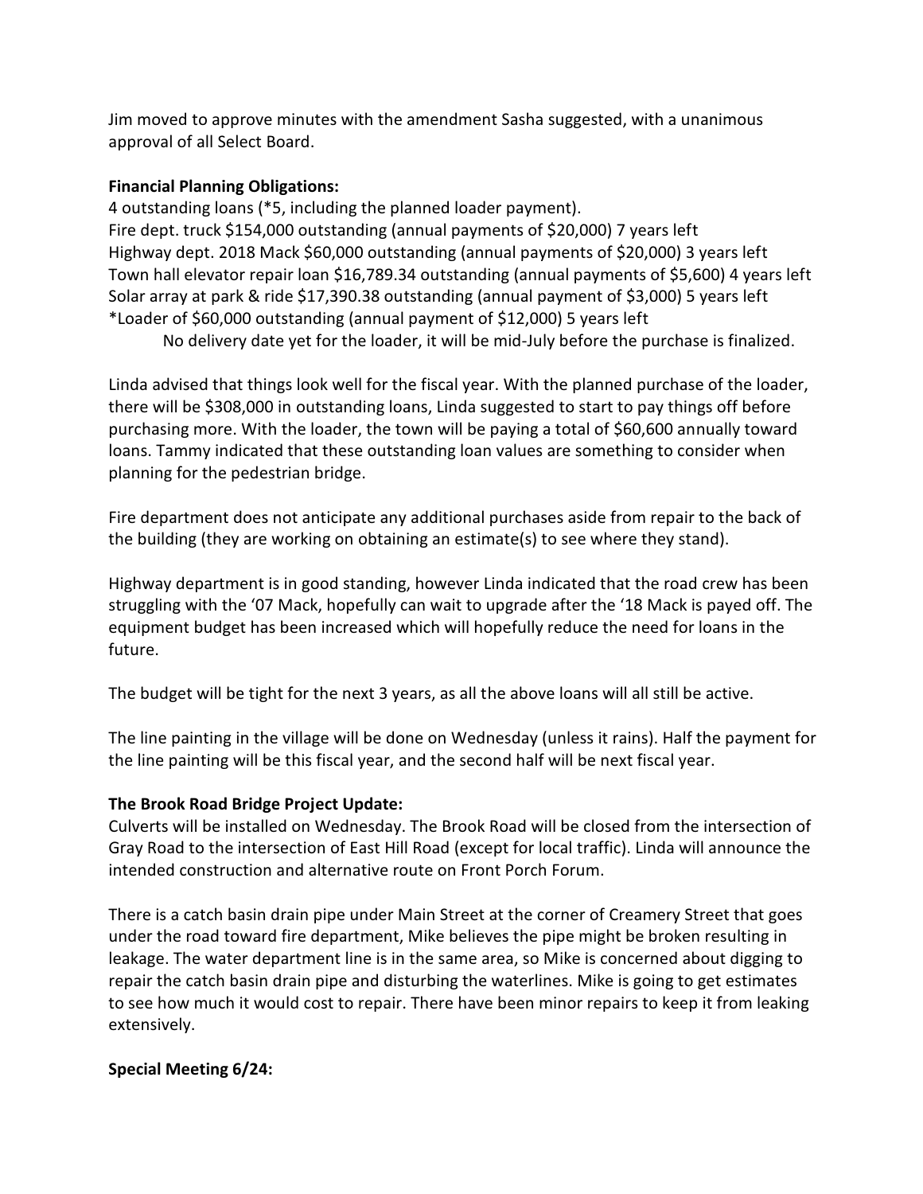Jim moved to approve minutes with the amendment Sasha suggested, with a unanimous approval of all Select Board.

**Financial Planning Obligations:**

4 outstanding loans (*5, including the planned loader payment).
Fire dept. truck $154,000 outstanding (annual payments of $20,000) 7 years left
Highway dept. 2018 Mack $60,000 outstanding (annual payments of $20,000) 3 years left
Town hall elevator repair loan $16,789.34 outstanding (annual payments of $5,600) 4 years left
Solar array at park & ride $17,390.38 outstanding (annual payment of $3,000) 5 years left
*Loader of $60,000 outstanding (annual payment of $12,000) 5 years left

No delivery date yet for the loader, it will be mid-July before the purchase is finalized.

Linda advised that things look well for the fiscal year. With the planned purchase of the loader, there will be $308,000 in outstanding loans, Linda suggested to start to pay things off before purchasing more. With the loader, the town will be paying a total of $60,600 annually toward loans. Tammy indicated that these outstanding loan values are something to consider when planning for the pedestrian bridge.

Fire department does not anticipate any additional purchases aside from repair to the back of the building (they are working on obtaining an estimate(s) to see where they stand).

Highway department is in good standing, however Linda indicated that the road crew has been struggling with the '07 Mack, hopefully can wait to upgrade after the '18 Mack is payed off. The equipment budget has been increased which will hopefully reduce the need for loans in the future.

The budget will be tight for the next 3 years, as all the above loans will all still be active.

The line painting in the village will be done on Wednesday (unless it rains). Half the payment for the line painting will be this fiscal year, and the second half will be next fiscal year.

**The Brook Road Bridge Project Update:**

Culverts will be installed on Wednesday. The Brook Road will be closed from the intersection of Gray Road to the intersection of East Hill Road (except for local traffic). Linda will announce the intended construction and alternative route on Front Porch Forum.

There is a catch basin drain pipe under Main Street at the corner of Creamery Street that goes under the road toward fire department, Mike believes the pipe might be broken resulting in leakage. The water department line is in the same area, so Mike is concerned about digging to repair the catch basin drain pipe and disturbing the waterlines. Mike is going to get estimates to see how much it would cost to repair. There have been minor repairs to keep it from leaking extensively.

**Special Meeting 6/24:**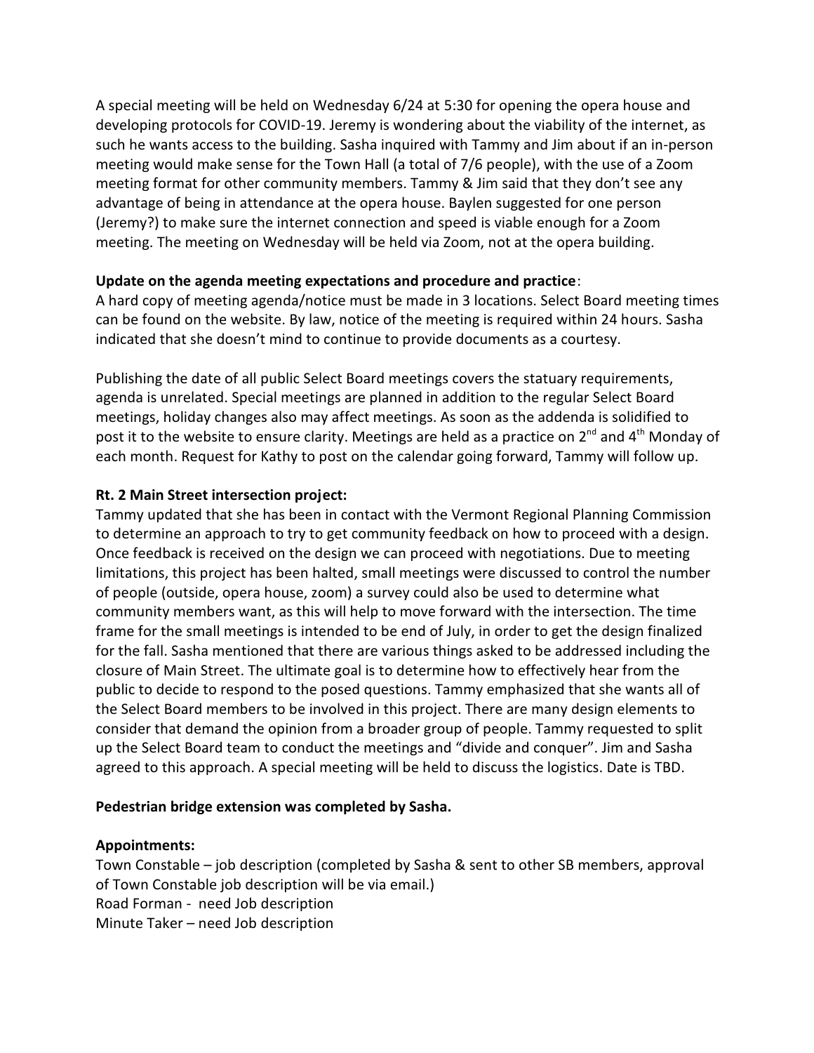A special meeting will be held on Wednesday 6/24 at 5:30 for opening the opera house and developing protocols for COVID-19. Jeremy is wondering about the viability of the internet, as such he wants access to the building. Sasha inquired with Tammy and Jim about if an in-person meeting would make sense for the Town Hall (a total of 7/6 people), with the use of a Zoom meeting format for other community members. Tammy & Jim said that they don't see any advantage of being in attendance at the opera house. Baylen suggested for one person (Jeremy?) to make sure the internet connection and speed is viable enough for a Zoom meeting. The meeting on Wednesday will be held via Zoom, not at the opera building.

**Update on the agenda meeting expectations and procedure and practice**:
A hard copy of meeting agenda/notice must be made in 3 locations. Select Board meeting times can be found on the website. By law, notice of the meeting is required within 24 hours. Sasha indicated that she doesn't mind to continue to provide documents as a courtesy.

Publishing the date of all public Select Board meetings covers the statuary requirements, agenda is unrelated. Special meetings are planned in addition to the regular Select Board meetings, holiday changes also may affect meetings. As soon as the addenda is solidified to post it to the website to ensure clarity. Meetings are held as a practice on 2nd and 4th Monday of each month. Request for Kathy to post on the calendar going forward, Tammy will follow up.

**Rt. 2 Main Street intersection project:**
Tammy updated that she has been in contact with the Vermont Regional Planning Commission to determine an approach to try to get community feedback on how to proceed with a design. Once feedback is received on the design we can proceed with negotiations. Due to meeting limitations, this project has been halted, small meetings were discussed to control the number of people (outside, opera house, zoom) a survey could also be used to determine what community members want, as this will help to move forward with the intersection. The time frame for the small meetings is intended to be end of July, in order to get the design finalized for the fall. Sasha mentioned that there are various things asked to be addressed including the closure of Main Street. The ultimate goal is to determine how to effectively hear from the public to decide to respond to the posed questions. Tammy emphasized that she wants all of the Select Board members to be involved in this project. There are many design elements to consider that demand the opinion from a broader group of people. Tammy requested to split up the Select Board team to conduct the meetings and "divide and conquer". Jim and Sasha agreed to this approach. A special meeting will be held to discuss the logistics. Date is TBD.

**Pedestrian bridge extension was completed by Sasha.**

**Appointments:**
Town Constable – job description (completed by Sasha & sent to other SB members, approval of Town Constable job description will be via email.)
Road Forman - need Job description
Minute Taker – need Job description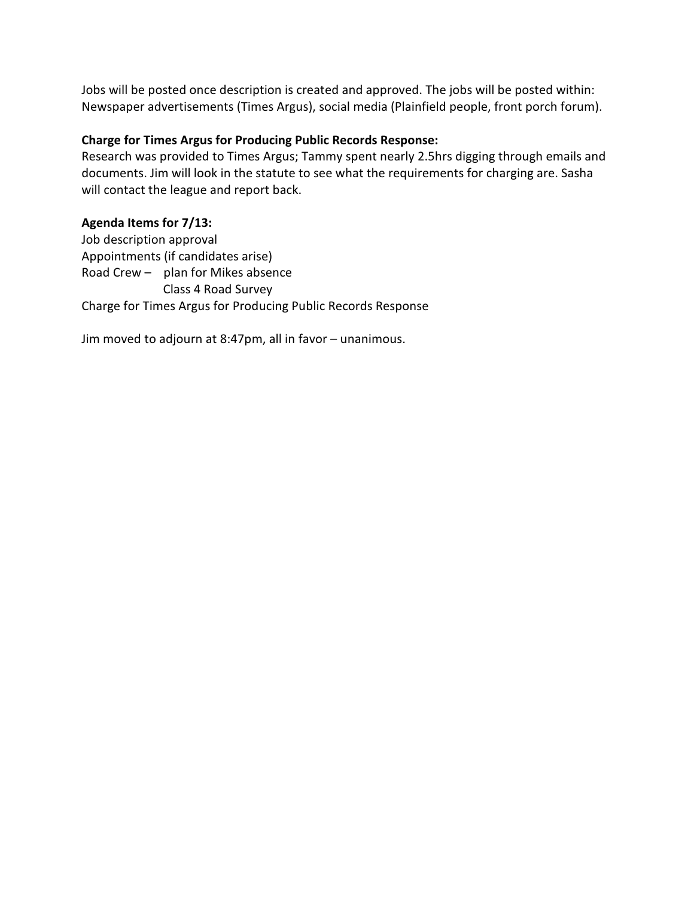Jobs will be posted once description is created and approved. The jobs will be posted within: Newspaper advertisements (Times Argus), social media (Plainfield people, front porch forum).

**Charge for Times Argus for Producing Public Records Response:**
Research was provided to Times Argus; Tammy spent nearly 2.5hrs digging through emails and documents. Jim will look in the statute to see what the requirements for charging are. Sasha will contact the league and report back.

**Agenda Items for 7/13:**
Job description approval
Appointments (if candidates arise)
Road Crew – plan for Mikes absence
Class 4 Road Survey
Charge for Times Argus for Producing Public Records Response

Jim moved to adjourn at 8:47pm, all in favor – unanimous.